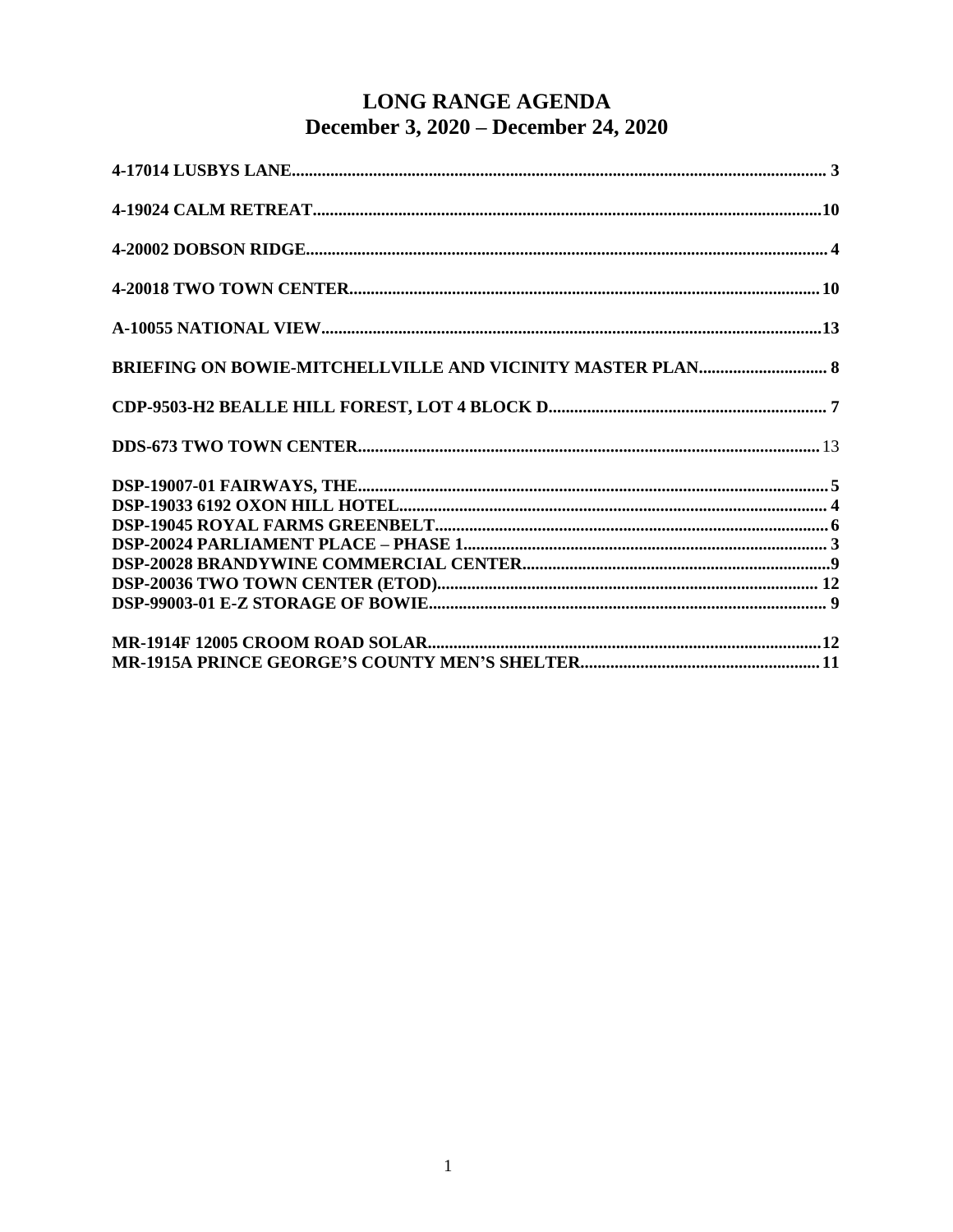# LONG RANGE AGENDA
## December 3, 2020 – December 24, 2020

**4-17014 LUSBYS LANE** .......... **3**

**4-19024 CALM RETREAT** .......... **10**

**4-20002 DOBSON RIDGE** .......... **4**

**4-20018 TWO TOWN CENTER** .......... **10**

**A-10055 NATIONAL VIEW** .......... **13**

**BRIEFING ON BOWIE-MITCHELLVILLE AND VICINITY MASTER PLAN** .......... **8**

**CDP-9503-H2 BEALLE HILL FOREST, LOT 4 BLOCK D** .......... **7**

**DDS-673 TWO TOWN CENTER** .......... 13

**DSP-19007-01 FAIRWAYS, THE** .......... **5**
**DSP-19033 6192 OXON HILL HOTEL** .......... **4**
**DSP-19045 ROYAL FARMS GREENBELT** .......... **6**
**DSP-20024 PARLIAMENT PLACE – PHASE 1** .......... **3**
**DSP-20028 BRANDYWINE COMMERCIAL CENTER** .......... **9**
**DSP-20036 TWO TOWN CENTER (ETOD)** .......... **12**
**DSP-99003-01 E-Z STORAGE OF BOWIE** .......... **9**

**MR-1914F 12005 CROOM ROAD SOLAR** .......... **12**
**MR-1915A PRINCE GEORGE'S COUNTY MEN'S SHELTER** .......... **11**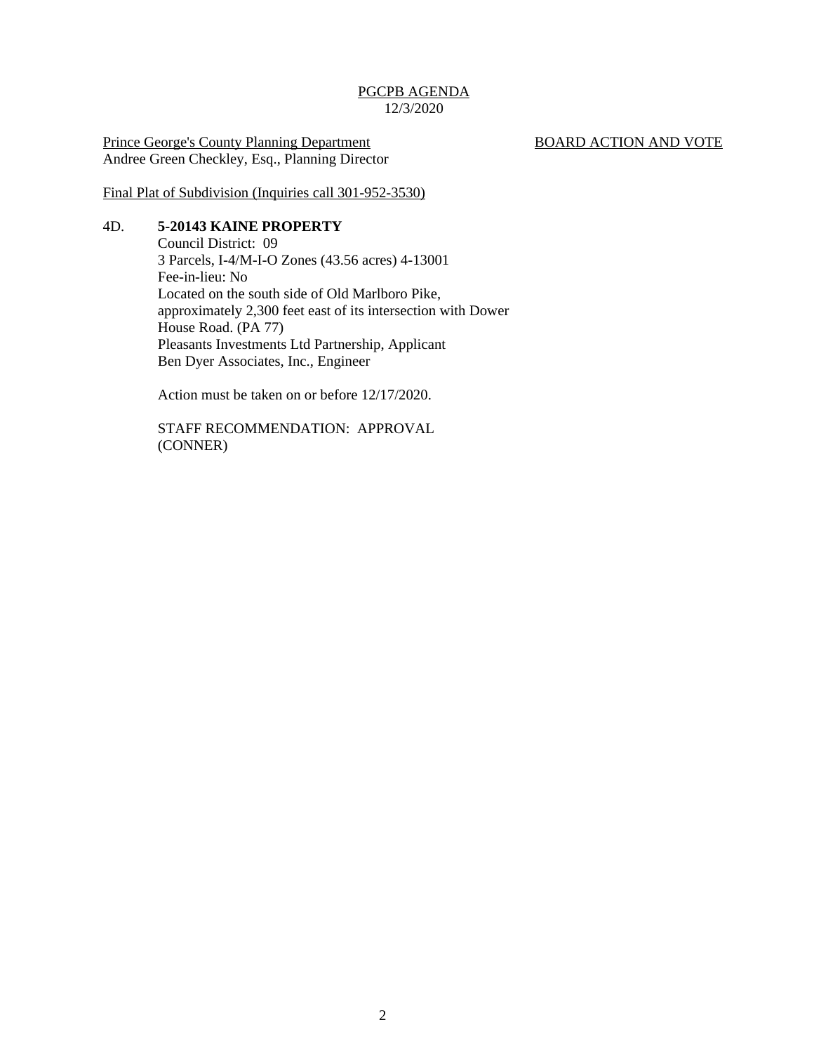PGCPB AGENDA
12/3/2020

Prince George's County Planning Department
Andree Green Checkley, Esq., Planning Director

BOARD ACTION AND VOTE

Final Plat of Subdivision (Inquiries call 301-952-3530)

4D. **5-20143 KAINE PROPERTY**

Council District: 09
3 Parcels, I-4/M-I-O Zones (43.56 acres) 4-13001
Fee-in-lieu: No
Located on the south side of Old Marlboro Pike, approximately 2,300 feet east of its intersection with Dower House Road. (PA 77)
Pleasants Investments Ltd Partnership, Applicant
Ben Dyer Associates, Inc., Engineer

Action must be taken on or before 12/17/2020.

STAFF RECOMMENDATION: APPROVAL
(CONNER)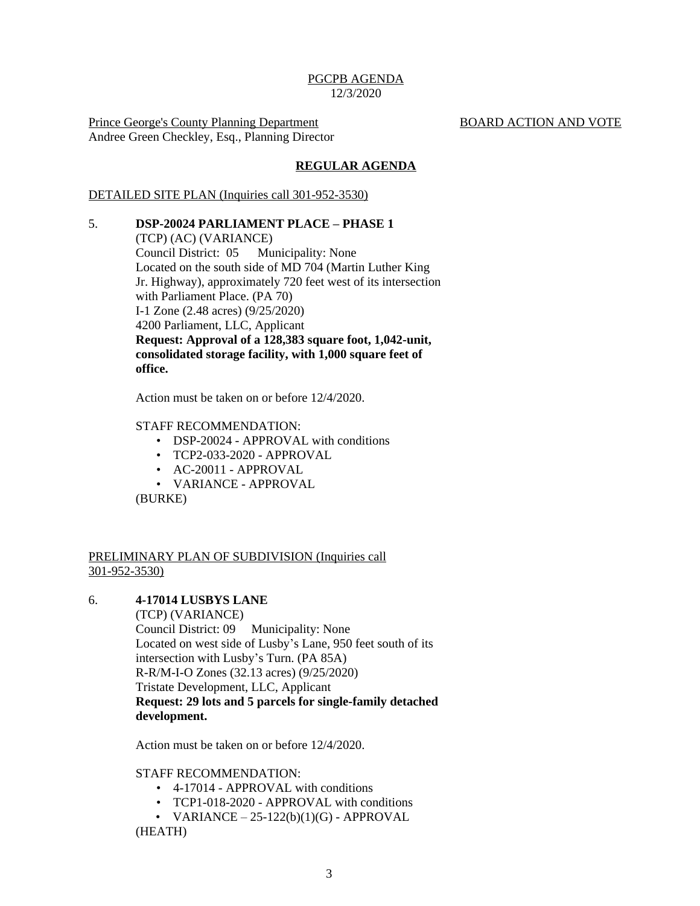PGCPB AGENDA
12/3/2020

Prince George's County Planning Department
Andree Green Checkley, Esq., Planning Director

BOARD ACTION AND VOTE

## REGULAR AGENDA

DETAILED SITE PLAN (Inquiries call 301-952-3530)

5. **DSP-20024 PARLIAMENT PLACE – PHASE 1**
   (TCP) (AC) (VARIANCE)
   Council District: 05 Municipality: None
   Located on the south side of MD 704 (Martin Luther King Jr. Highway), approximately 720 feet west of its intersection with Parliament Place. (PA 70)
   I-1 Zone (2.48 acres) (9/25/2020)
   4200 Parliament, LLC, Applicant
   **Request: Approval of a 128,383 square foot, 1,042-unit, consolidated storage facility, with 1,000 square feet of office.**

   Action must be taken on or before 12/4/2020.

   STAFF RECOMMENDATION:
   - DSP-20024 - APPROVAL with conditions
   - TCP2-033-2020 - APPROVAL
   - AC-20011 - APPROVAL
   - VARIANCE - APPROVAL

   (BURKE)

PRELIMINARY PLAN OF SUBDIVISION (Inquiries call 301-952-3530)

6. **4-17014 LUSBYS LANE**
   (TCP) (VARIANCE)
   Council District: 09 Municipality: None
   Located on west side of Lusby's Lane, 950 feet south of its intersection with Lusby's Turn. (PA 85A)
   R-R/M-I-O Zones (32.13 acres) (9/25/2020)
   Tristate Development, LLC, Applicant
   **Request: 29 lots and 5 parcels for single-family detached development.**

   Action must be taken on or before 12/4/2020.

   STAFF RECOMMENDATION:
   - 4-17014 - APPROVAL with conditions
   - TCP1-018-2020 - APPROVAL with conditions
   - VARIANCE – 25-122(b)(1)(G) - APPROVAL

   (HEATH)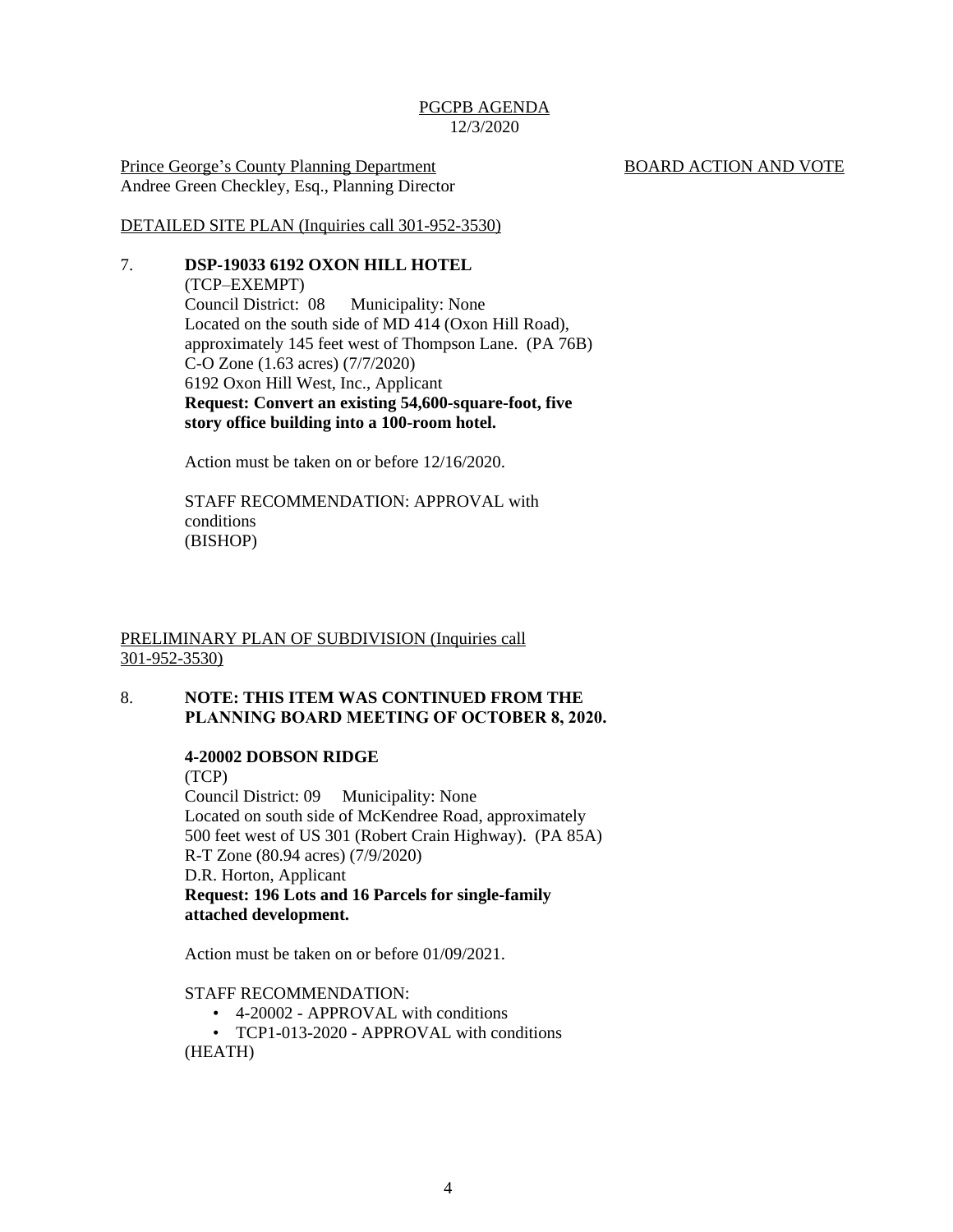PGCPB AGENDA
12/3/2020

Prince George's County Planning Department
Andree Green Checkley, Esq., Planning Director

BOARD ACTION AND VOTE

DETAILED SITE PLAN (Inquiries call 301-952-3530)

7. **DSP-19033 6192 OXON HILL HOTEL**
(TCP–EXEMPT)
Council District: 08 Municipality: None
Located on the south side of MD 414 (Oxon Hill Road), approximately 145 feet west of Thompson Lane. (PA 76B)
C-O Zone (1.63 acres) (7/7/2020)
6192 Oxon Hill West, Inc., Applicant
**Request: Convert an existing 54,600-square-foot, five story office building into a 100-room hotel.**

Action must be taken on or before 12/16/2020.

STAFF RECOMMENDATION: APPROVAL with conditions
(BISHOP)

PRELIMINARY PLAN OF SUBDIVISION (Inquiries call 301-952-3530)

8. **NOTE: THIS ITEM WAS CONTINUED FROM THE PLANNING BOARD MEETING OF OCTOBER 8, 2020.**

**4-20002 DOBSON RIDGE**
(TCP)
Council District: 09 Municipality: None
Located on south side of McKendree Road, approximately 500 feet west of US 301 (Robert Crain Highway). (PA 85A)
R-T Zone (80.94 acres) (7/9/2020)
D.R. Horton, Applicant
**Request: 196 Lots and 16 Parcels for single-family attached development.**

Action must be taken on or before 01/09/2021.

STAFF RECOMMENDATION:
- 4-20002 - APPROVAL with conditions
- TCP1-013-2020 - APPROVAL with conditions

(HEATH)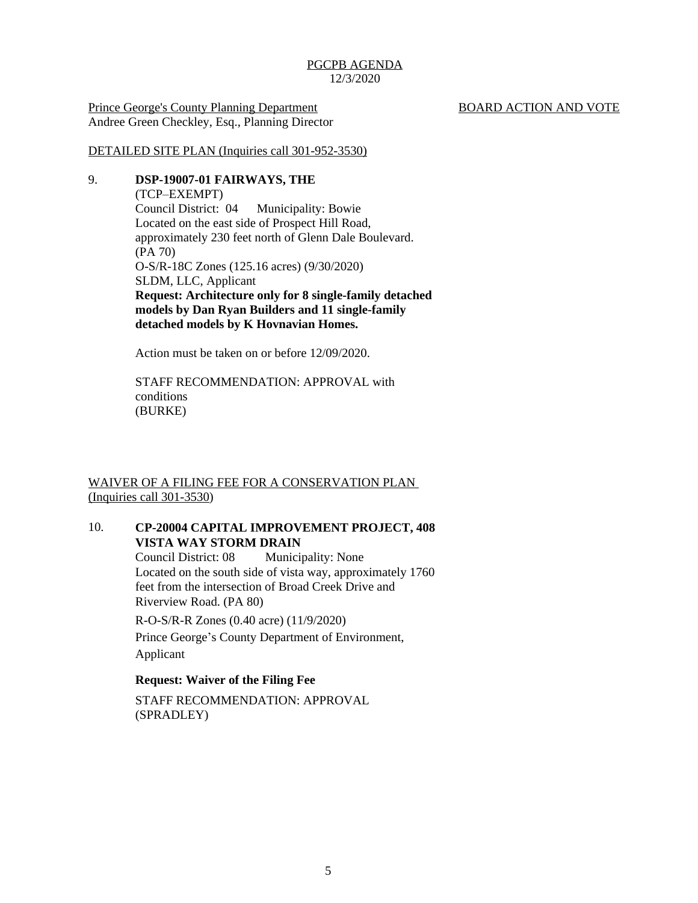PGCPB AGENDA
12/3/2020

Prince George's County Planning Department
Andree Green Checkley, Esq., Planning Director

BOARD ACTION AND VOTE

DETAILED SITE PLAN (Inquiries call 301-952-3530)

9. **DSP-19007-01 FAIRWAYS, THE**
(TCP–EXEMPT)
Council District: 04 Municipality: Bowie
Located on the east side of Prospect Hill Road, approximately 230 feet north of Glenn Dale Boulevard. (PA 70)
O-S/R-18C Zones (125.16 acres) (9/30/2020)
SLDM, LLC, Applicant
**Request: Architecture only for 8 single-family detached models by Dan Ryan Builders and 11 single-family detached models by K Hovnavian Homes.**

Action must be taken on or before 12/09/2020.

STAFF RECOMMENDATION: APPROVAL with conditions
(BURKE)

WAIVER OF A FILING FEE FOR A CONSERVATION PLAN (Inquiries call 301-3530)

10. **CP-20004 CAPITAL IMPROVEMENT PROJECT, 408 VISTA WAY STORM DRAIN**
Council District: 08 Municipality: None
Located on the south side of vista way, approximately 1760 feet from the intersection of Broad Creek Drive and Riverview Road. (PA 80)
R-O-S/R-R Zones (0.40 acre) (11/9/2020)
Prince George's County Department of Environment, Applicant

**Request: Waiver of the Filing Fee**

STAFF RECOMMENDATION: APPROVAL
(SPRADLEY)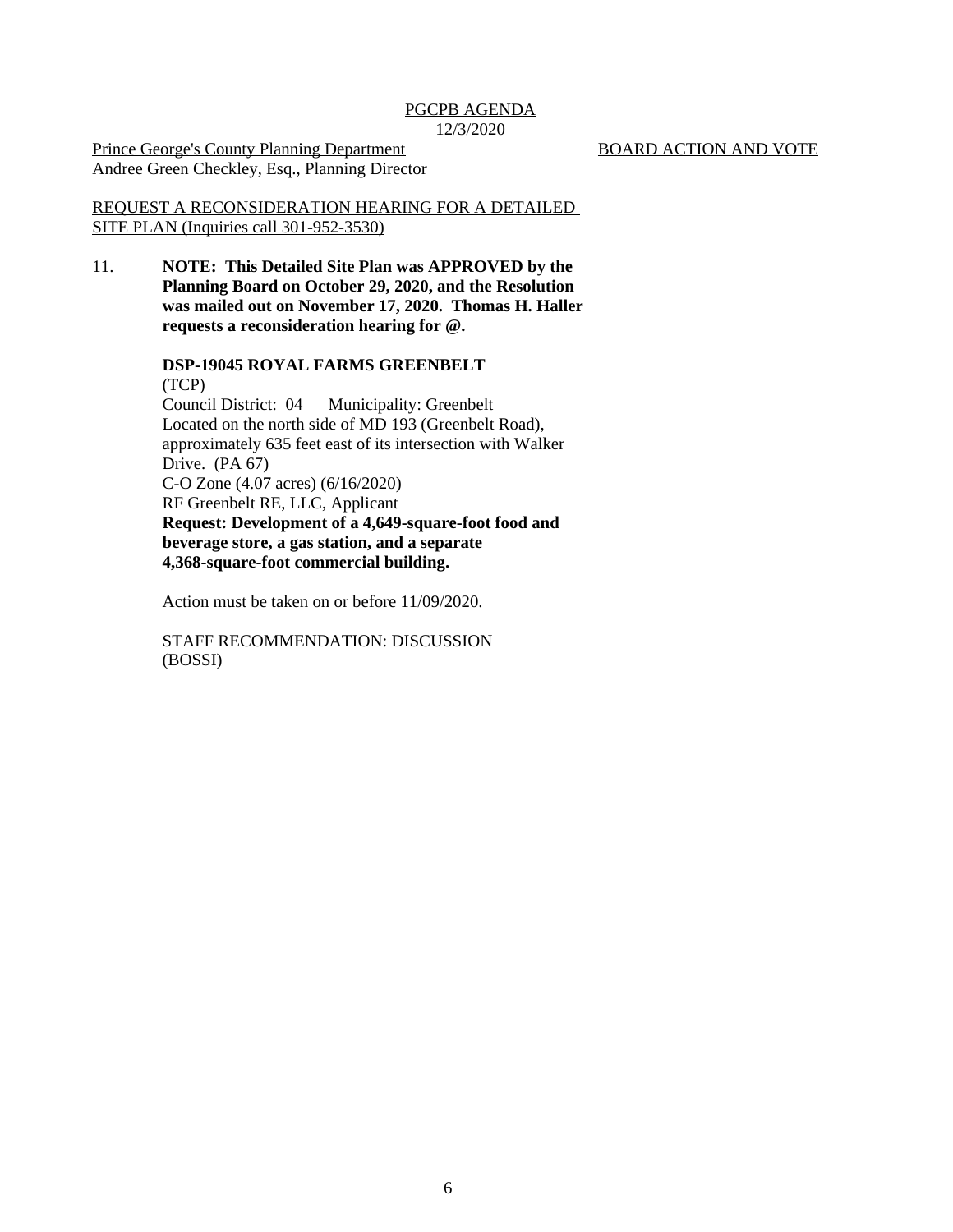PGCPB AGENDA
12/3/2020

Prince George's County Planning Department
Andree Green Checkley, Esq., Planning Director

BOARD ACTION AND VOTE

REQUEST A RECONSIDERATION HEARING FOR A DETAILED SITE PLAN (Inquiries call 301-952-3530)

11. **NOTE: This Detailed Site Plan was APPROVED by the Planning Board on October 29, 2020, and the Resolution was mailed out on November 17, 2020. Thomas H. Haller requests a reconsideration hearing for @.**

**DSP-19045 ROYAL FARMS GREENBELT**
(TCP)
Council District: 04 Municipality: Greenbelt
Located on the north side of MD 193 (Greenbelt Road), approximately 635 feet east of its intersection with Walker Drive. (PA 67)
C-O Zone (4.07 acres) (6/16/2020)
RF Greenbelt RE, LLC, Applicant
**Request: Development of a 4,649-square-foot food and beverage store, a gas station, and a separate 4,368-square-foot commercial building.**

Action must be taken on or before 11/09/2020.

STAFF RECOMMENDATION: DISCUSSION
(BOSSI)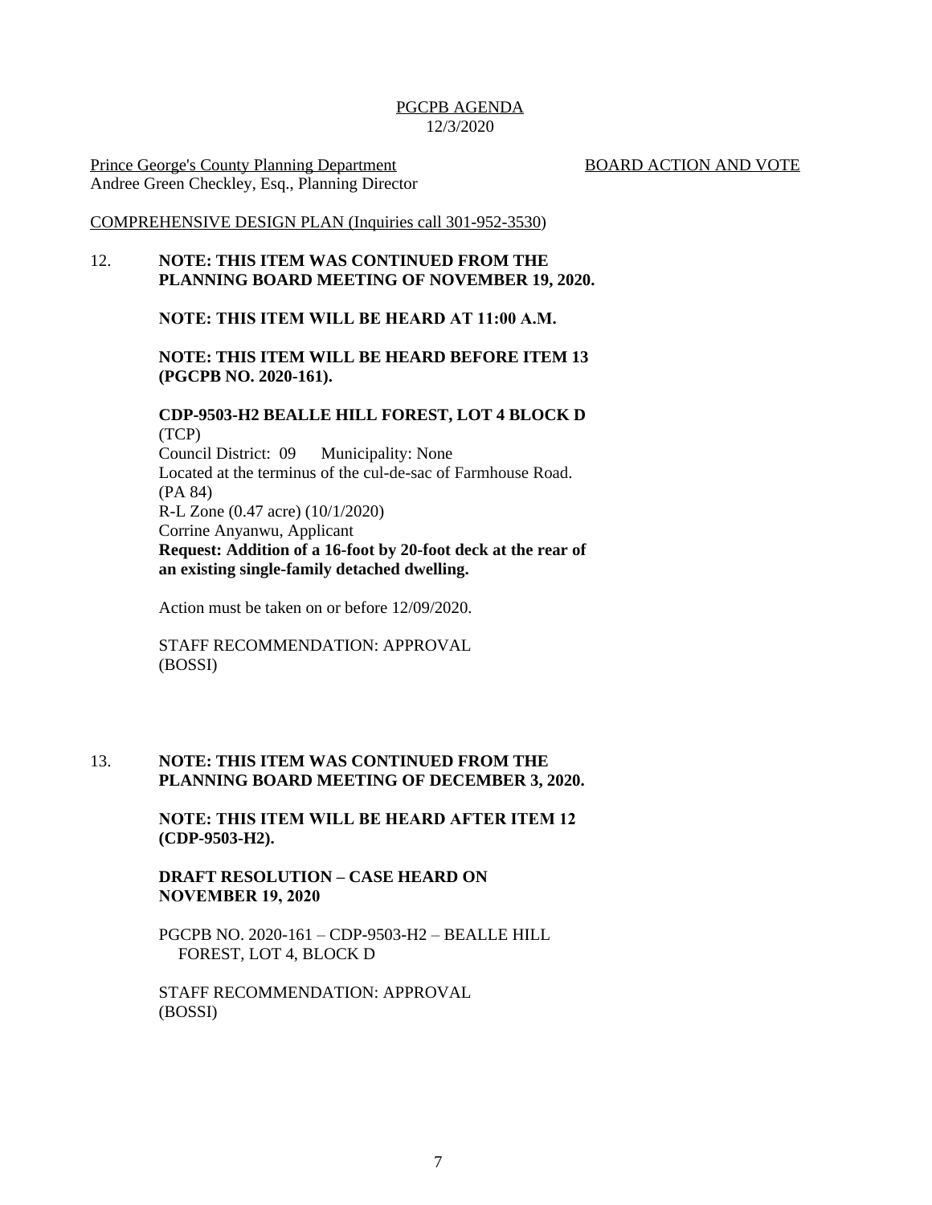PGCPB AGENDA
12/3/2020

Prince George's County Planning Department
Andree Green Checkley, Esq., Planning Director

BOARD ACTION AND VOTE

COMPREHENSIVE DESIGN PLAN (Inquiries call 301-952-3530)

12. **NOTE: THIS ITEM WAS CONTINUED FROM THE PLANNING BOARD MEETING OF NOVEMBER 19, 2020.**

    **NOTE: THIS ITEM WILL BE HEARD AT 11:00 A.M.**

    **NOTE: THIS ITEM WILL BE HEARD BEFORE ITEM 13 (PGCPB NO. 2020-161).**

    **CDP-9503-H2 BEALLE HILL FOREST, LOT 4 BLOCK D**
    (TCP)
    Council District: 09 Municipality: None
    Located at the terminus of the cul-de-sac of Farmhouse Road.
    (PA 84)
    R-L Zone (0.47 acre) (10/1/2020)
    Corrine Anyanwu, Applicant
    **Request: Addition of a 16-foot by 20-foot deck at the rear of an existing single-family detached dwelling.**

    Action must be taken on or before 12/09/2020.

    STAFF RECOMMENDATION: APPROVAL
    (BOSSI)

13. **NOTE: THIS ITEM WAS CONTINUED FROM THE PLANNING BOARD MEETING OF DECEMBER 3, 2020.**

    **NOTE: THIS ITEM WILL BE HEARD AFTER ITEM 12 (CDP-9503-H2).**

    **DRAFT RESOLUTION – CASE HEARD ON NOVEMBER 19, 2020**

    PGCPB NO. 2020-161 – CDP-9503-H2 – BEALLE HILL FOREST, LOT 4, BLOCK D

    STAFF RECOMMENDATION: APPROVAL
    (BOSSI)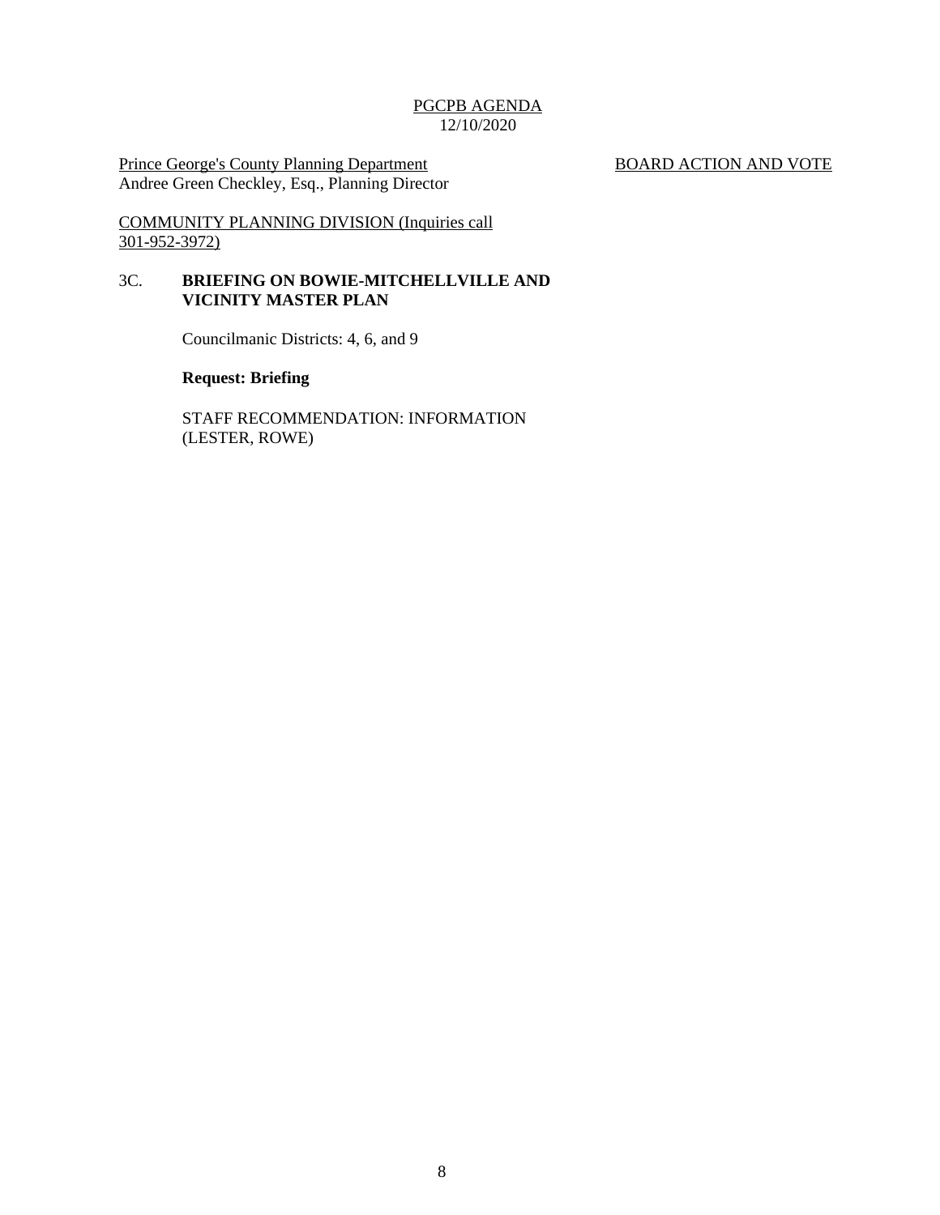PGCPB AGENDA
12/10/2020

Prince George's County Planning Department
Andree Green Checkley, Esq., Planning Director

BOARD ACTION AND VOTE

COMMUNITY PLANNING DIVISION (Inquiries call 301-952-3972)

3C. **BRIEFING ON BOWIE-MITCHELLVILLE AND VICINITY MASTER PLAN**

Councilmanic Districts: 4, 6, and 9

**Request: Briefing**

STAFF RECOMMENDATION: INFORMATION
(LESTER, ROWE)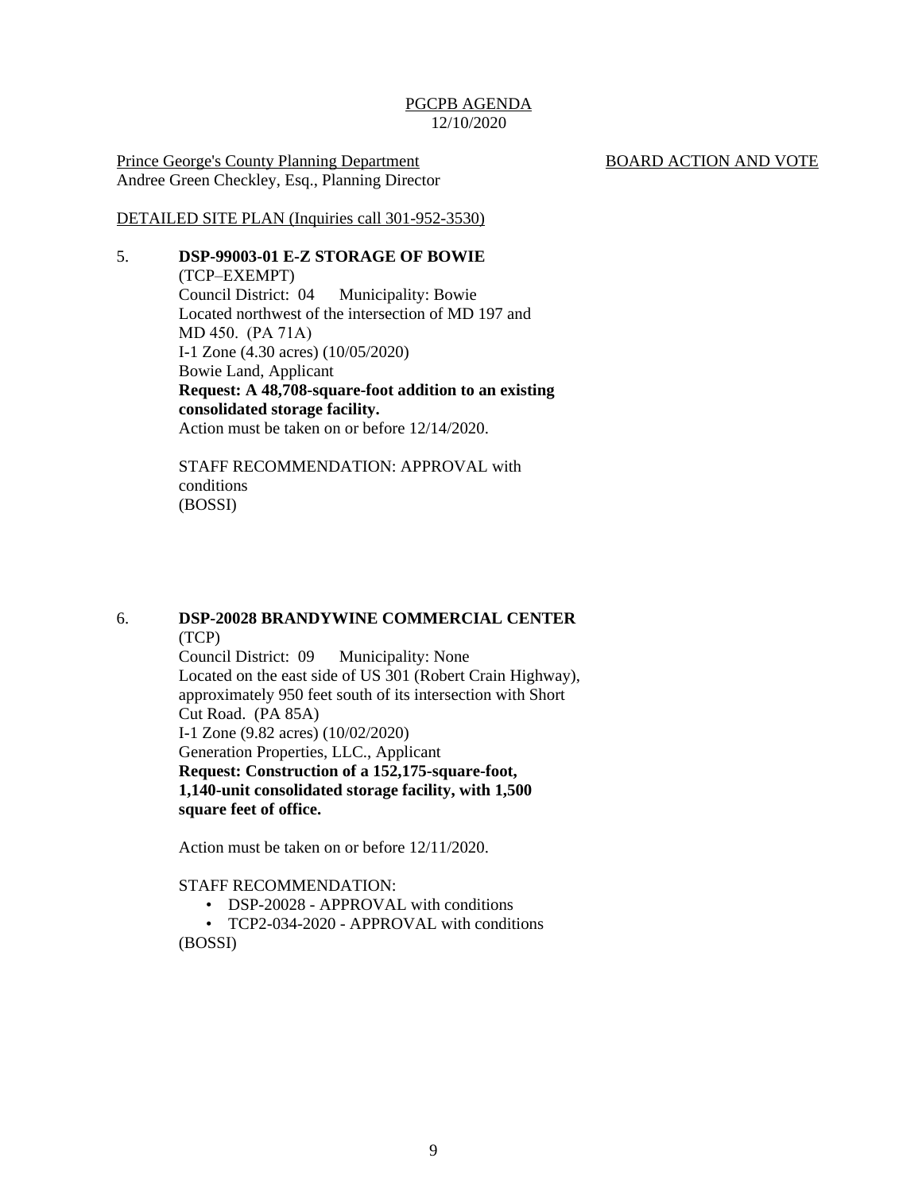PGCPB AGENDA
12/10/2020

Prince George's County Planning Department
Andree Green Checkley, Esq., Planning Director

BOARD ACTION AND VOTE

DETAILED SITE PLAN (Inquiries call 301-952-3530)

5. **DSP-99003-01 E-Z STORAGE OF BOWIE**
(TCP–EXEMPT)
Council District: 04 Municipality: Bowie
Located northwest of the intersection of MD 197 and MD 450. (PA 71A)
I-1 Zone (4.30 acres) (10/05/2020)
Bowie Land, Applicant
**Request: A 48,708-square-foot addition to an existing consolidated storage facility.**
Action must be taken on or before 12/14/2020.

STAFF RECOMMENDATION: APPROVAL with conditions
(BOSSI)

6. **DSP-20028 BRANDYWINE COMMERCIAL CENTER**
(TCP)
Council District: 09 Municipality: None
Located on the east side of US 301 (Robert Crain Highway), approximately 950 feet south of its intersection with Short Cut Road. (PA 85A)
I-1 Zone (9.82 acres) (10/02/2020)
Generation Properties, LLC., Applicant
**Request: Construction of a 152,175-square-foot, 1,140-unit consolidated storage facility, with 1,500 square feet of office.**

Action must be taken on or before 12/11/2020.

STAFF RECOMMENDATION:
- DSP-20028 - APPROVAL with conditions
- TCP2-034-2020 - APPROVAL with conditions

(BOSSI)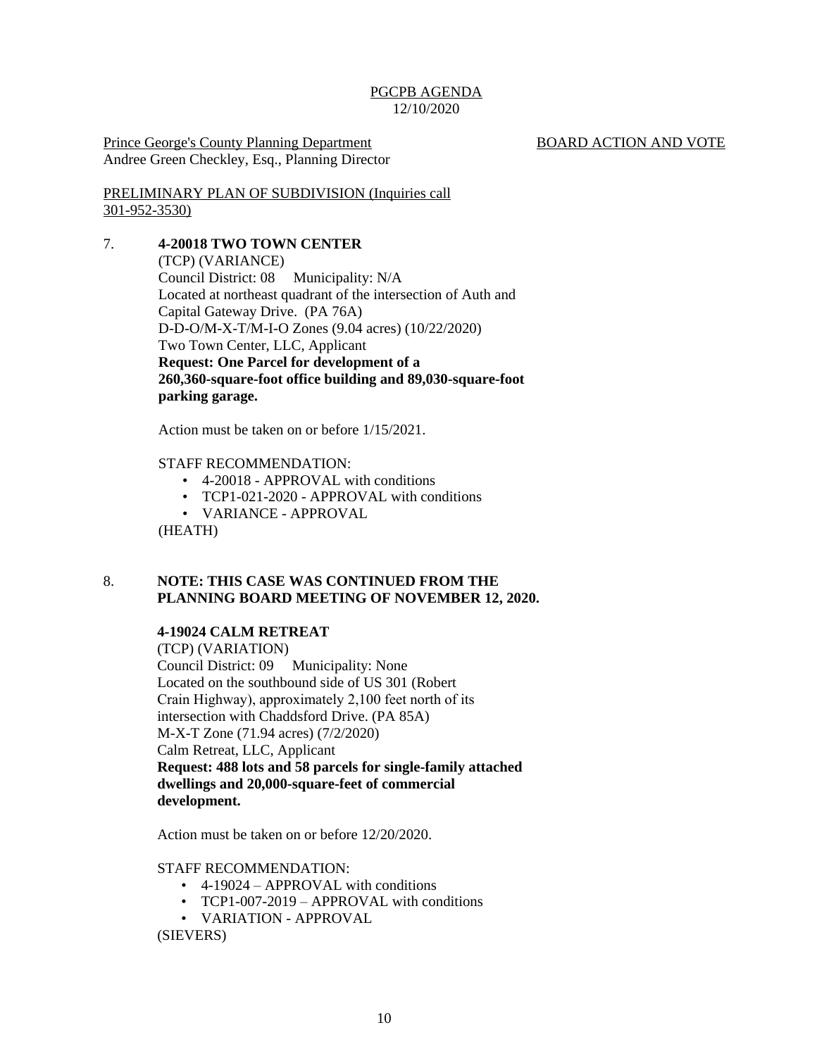PGCPB AGENDA
12/10/2020

Prince George's County Planning Department
Andree Green Checkley, Esq., Planning Director

BOARD ACTION AND VOTE

PRELIMINARY PLAN OF SUBDIVISION (Inquiries call 301-952-3530)

7. **4-20018 TWO TOWN CENTER**
(TCP) (VARIANCE)
Council District: 08 Municipality: N/A
Located at northeast quadrant of the intersection of Auth and Capital Gateway Drive. (PA 76A)
D-D-O/M-X-T/M-I-O Zones (9.04 acres) (10/22/2020)
Two Town Center, LLC, Applicant
**Request: One Parcel for development of a 260,360-square-foot office building and 89,030-square-foot parking garage.**

Action must be taken on or before 1/15/2021.

STAFF RECOMMENDATION:

- 4-20018 - APPROVAL with conditions
- TCP1-021-2020 - APPROVAL with conditions
- VARIANCE - APPROVAL

(HEATH)

8. **NOTE: THIS CASE WAS CONTINUED FROM THE PLANNING BOARD MEETING OF NOVEMBER 12, 2020.**

**4-19024 CALM RETREAT**
(TCP) (VARIATION)
Council District: 09 Municipality: None
Located on the southbound side of US 301 (Robert Crain Highway), approximately 2,100 feet north of its intersection with Chaddsford Drive. (PA 85A)
M-X-T Zone (71.94 acres) (7/2/2020)
Calm Retreat, LLC, Applicant
**Request: 488 lots and 58 parcels for single-family attached dwellings and 20,000-square-feet of commercial development.**

Action must be taken on or before 12/20/2020.

STAFF RECOMMENDATION:

- 4-19024 – APPROVAL with conditions
- TCP1-007-2019 – APPROVAL with conditions
- VARIATION - APPROVAL

(SIEVERS)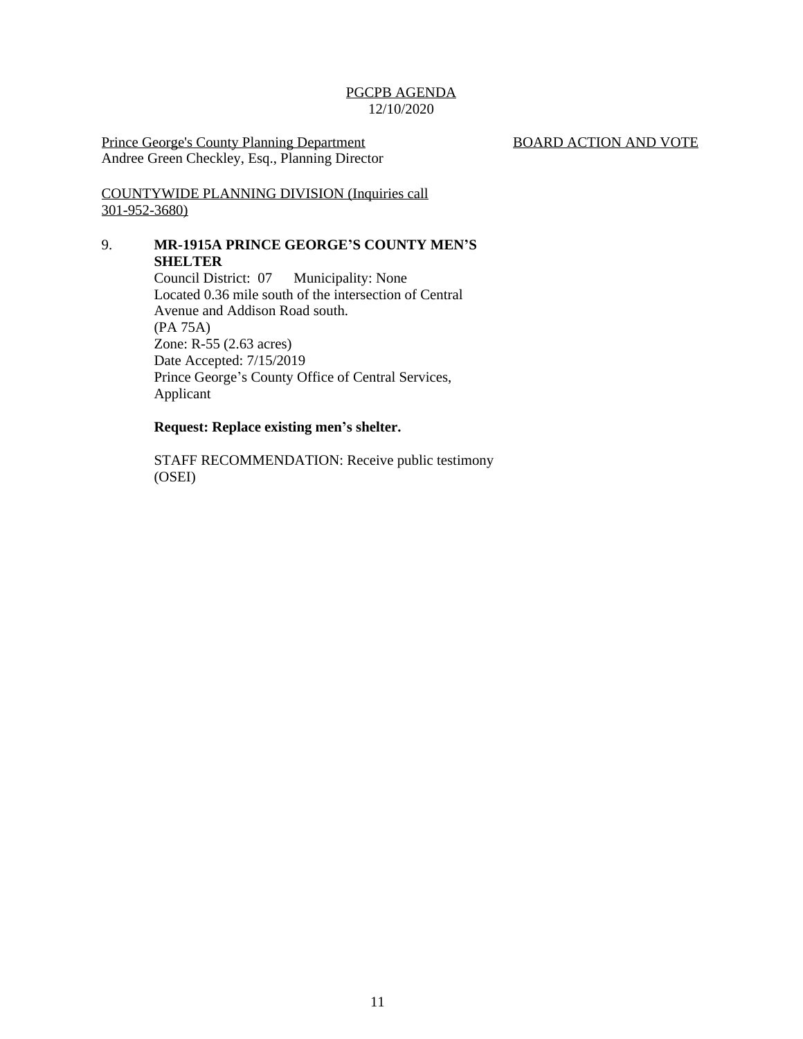PGCPB AGENDA
12/10/2020

Prince George's County Planning Department
Andree Green Checkley, Esq., Planning Director

BOARD ACTION AND VOTE

COUNTYWIDE PLANNING DIVISION (Inquiries call 301-952-3680)

9. **MR-1915A PRINCE GEORGE'S COUNTY MEN'S SHELTER**
   Council District: 07 Municipality: None
   Located 0.36 mile south of the intersection of Central Avenue and Addison Road south.
   (PA 75A)
   Zone: R-55 (2.63 acres)
   Date Accepted: 7/15/2019
   Prince George's County Office of Central Services, Applicant

   **Request: Replace existing men's shelter.**

   STAFF RECOMMENDATION: Receive public testimony (OSEI)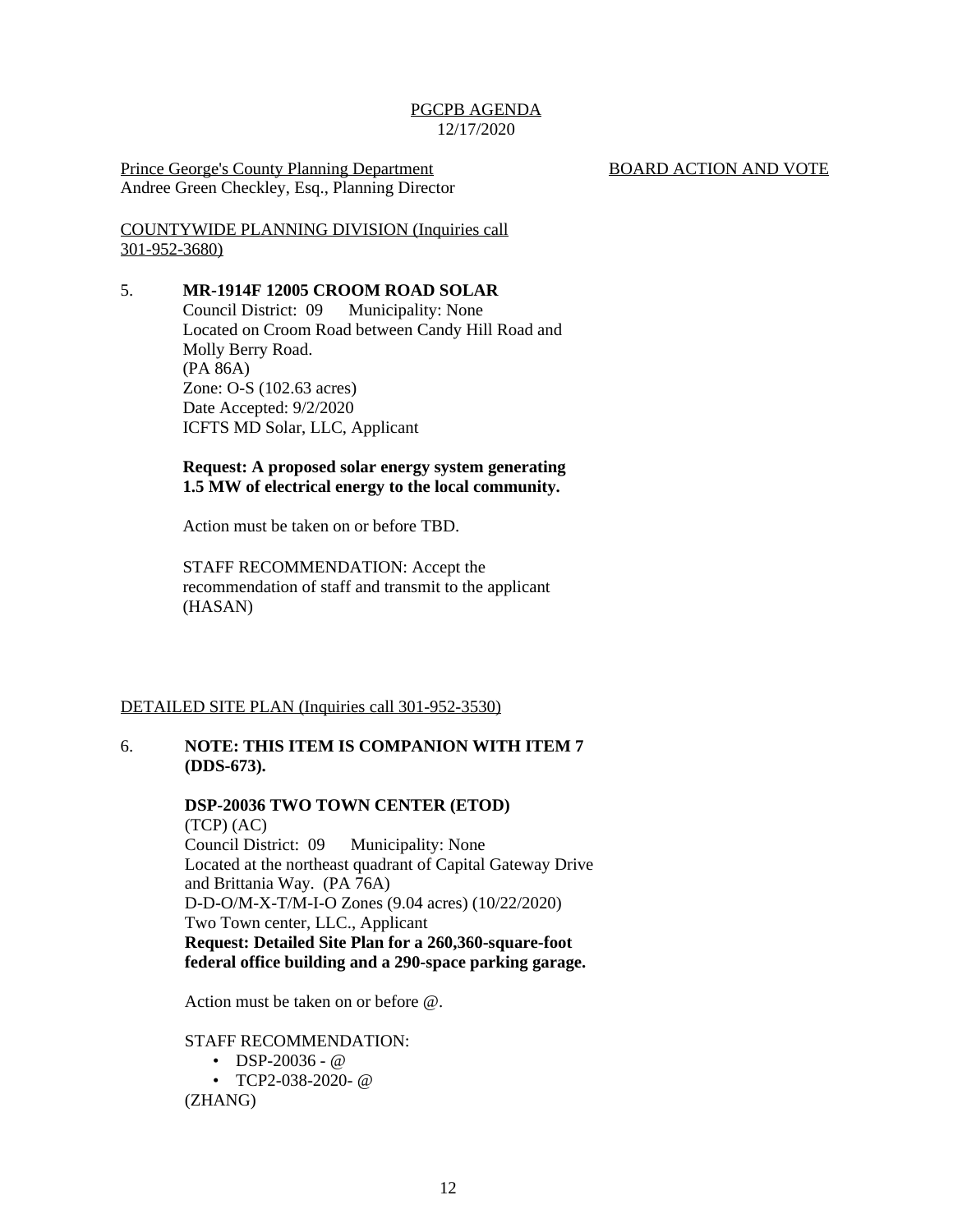PGCPB AGENDA
12/17/2020

Prince George's County Planning Department
Andree Green Checkley, Esq., Planning Director

BOARD ACTION AND VOTE

COUNTYWIDE PLANNING DIVISION (Inquiries call 301-952-3680)

5. **MR-1914F 12005 CROOM ROAD SOLAR**
   Council District: 09 Municipality: None
   Located on Croom Road between Candy Hill Road and Molly Berry Road.
   (PA 86A)
   Zone: O-S (102.63 acres)
   Date Accepted: 9/2/2020
   ICFTS MD Solar, LLC, Applicant

   **Request: A proposed solar energy system generating 1.5 MW of electrical energy to the local community.**

   Action must be taken on or before TBD.

   STAFF RECOMMENDATION: Accept the recommendation of staff and transmit to the applicant (HASAN)

DETAILED SITE PLAN (Inquiries call 301-952-3530)

6. **NOTE: THIS ITEM IS COMPANION WITH ITEM 7 (DDS-673).**

   **DSP-20036 TWO TOWN CENTER (ETOD)**
   (TCP) (AC)
   Council District: 09 Municipality: None
   Located at the northeast quadrant of Capital Gateway Drive and Brittania Way. (PA 76A)
   D-D-O/M-X-T/M-I-O Zones (9.04 acres) (10/22/2020)
   Two Town center, LLC., Applicant
   **Request: Detailed Site Plan for a 260,360-square-foot federal office building and a 290-space parking garage.**

   Action must be taken on or before @.

   STAFF RECOMMENDATION:
   - DSP-20036 - @
   - TCP2-038-2020- @

   (ZHANG)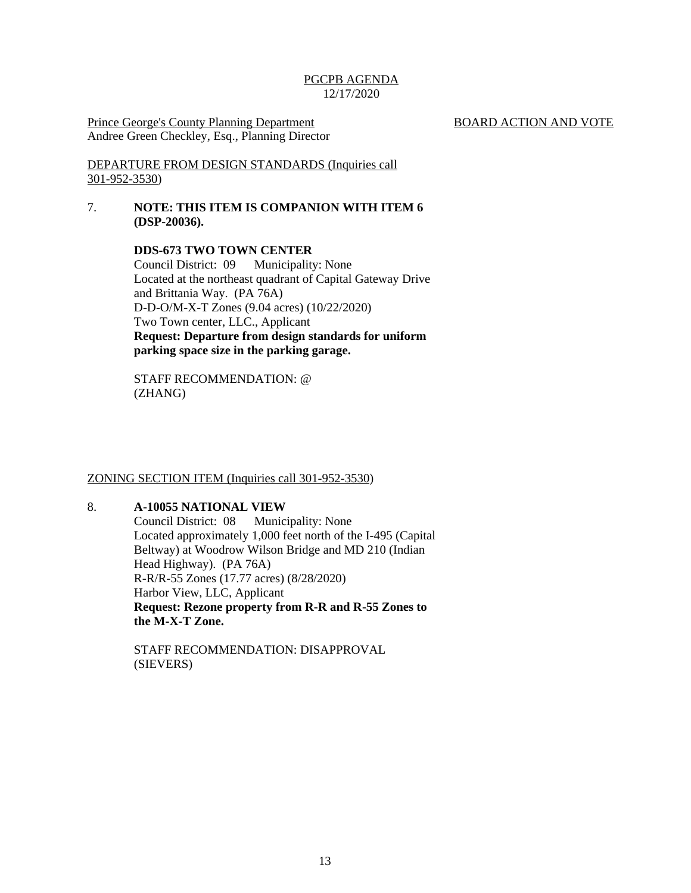PGCPB AGENDA
12/17/2020

Prince George's County Planning Department
Andree Green Checkley, Esq., Planning Director

BOARD ACTION AND VOTE

DEPARTURE FROM DESIGN STANDARDS (Inquiries call 301-952-3530)

7. **NOTE: THIS ITEM IS COMPANION WITH ITEM 6 (DSP-20036).**

   **DDS-673 TWO TOWN CENTER**
   Council District: 09 Municipality: None
   Located at the northeast quadrant of Capital Gateway Drive and Brittania Way. (PA 76A)
   D-D-O/M-X-T Zones (9.04 acres) (10/22/2020)
   Two Town center, LLC., Applicant
   **Request: Departure from design standards for uniform parking space size in the parking garage.**

   STAFF RECOMMENDATION: @
   (ZHANG)

ZONING SECTION ITEM (Inquiries call 301-952-3530)

8. **A-10055 NATIONAL VIEW**
   Council District: 08 Municipality: None
   Located approximately 1,000 feet north of the I-495 (Capital Beltway) at Woodrow Wilson Bridge and MD 210 (Indian Head Highway). (PA 76A)
   R-R/R-55 Zones (17.77 acres) (8/28/2020)
   Harbor View, LLC, Applicant
   **Request: Rezone property from R-R and R-55 Zones to the M-X-T Zone.**

   STAFF RECOMMENDATION: DISAPPROVAL
   (SIEVERS)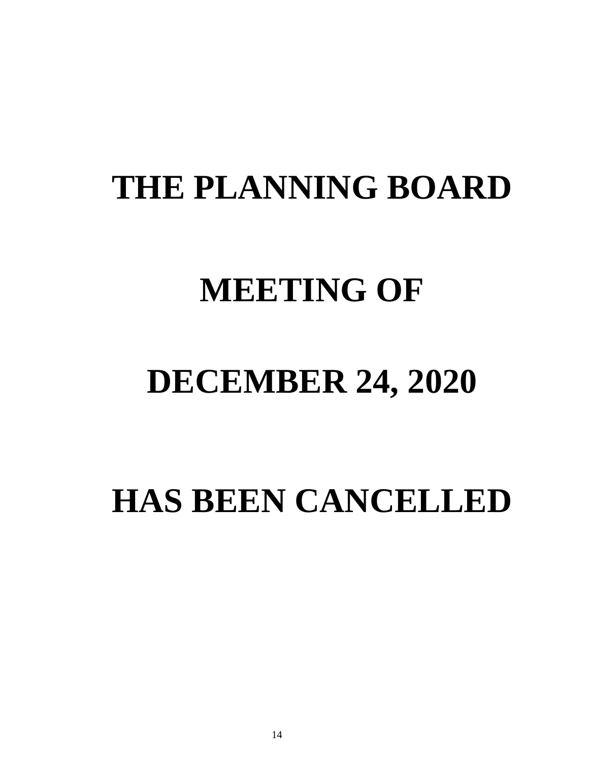# THE PLANNING BOARD

# MEETING OF

# DECEMBER 24, 2020

# HAS BEEN CANCELLED